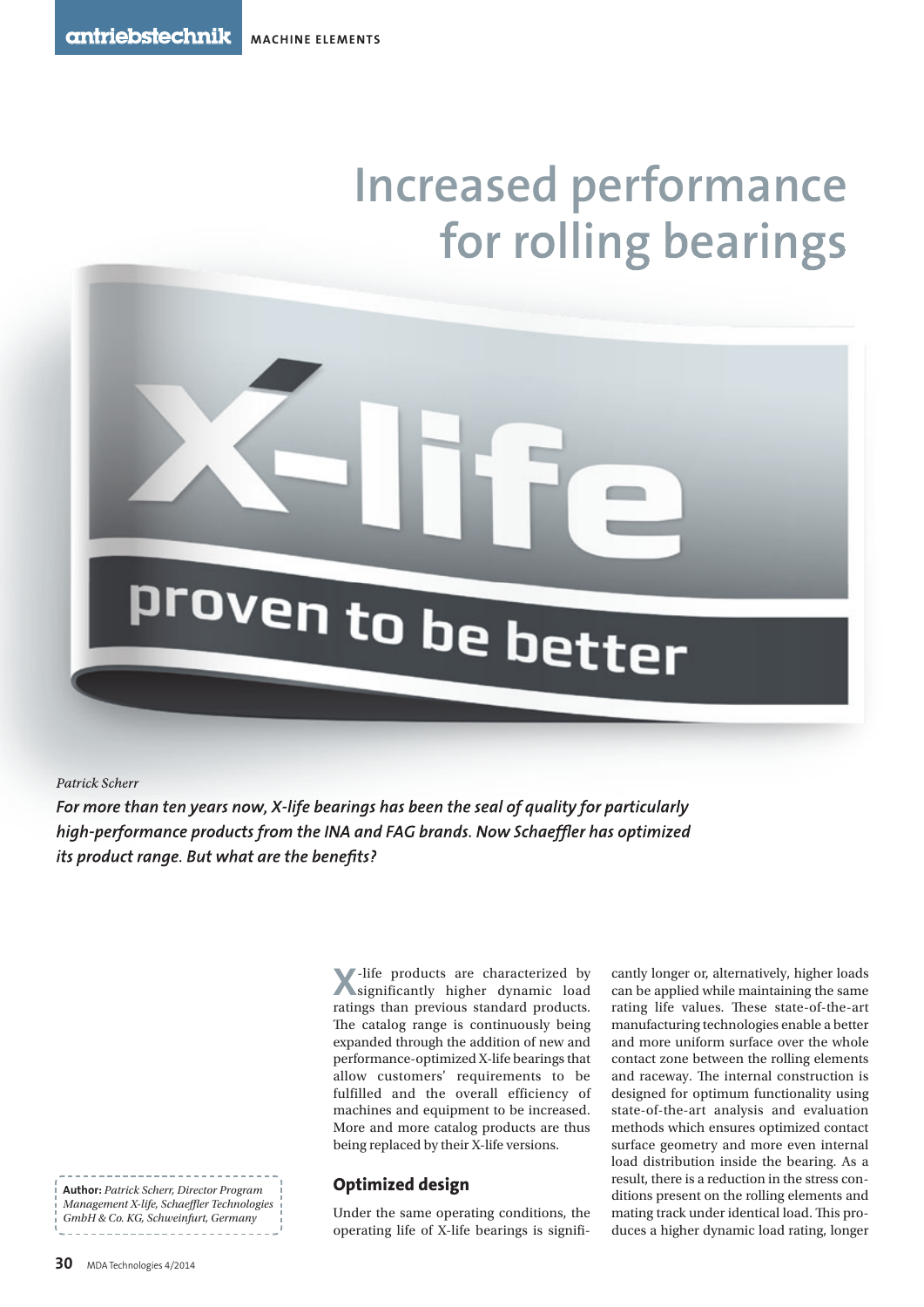# Increased performance for rolling bearings

*Patrick Scherr*

***For more than ten years now, X-life bearings has been the seal of quality for particularly high-performance products from the INA and FAG brands. Now Schaeffler has optimized its product range. But what are the benefits?***

X-life products are characterized by significantly higher dynamic load ratings than previous standard products. The catalog range is continuously being expanded through the addition of new and performance-optimized X-life bearings that allow customers' requirements to be fulfilled and the overall efficiency of machines and equipment to be increased. More and more catalog products are thus being replaced by their X-life versions.

## Optimized design

Under the same operating conditions, the operating life of X-life bearings is significantly longer or, alternatively, higher loads can be applied while maintaining the same rating life values. These state-of-the-art manufacturing technologies enable a better and more uniform surface over the whole contact zone between the rolling elements and raceway. The internal construction is designed for optimum functionality using state-of-the-art analysis and evaluation methods which ensures optimized contact surface geometry and more even internal load distribution inside the bearing. As a result, there is a reduction in the stress conditions present on the rolling elements and mating track under identical load. This produces a higher dynamic load rating, longer

**Author:** *Patrick Scherr, Director Program Management X-life, Schaeffler Technologies GmbH & Co. KG, Schweinfurt, Germany*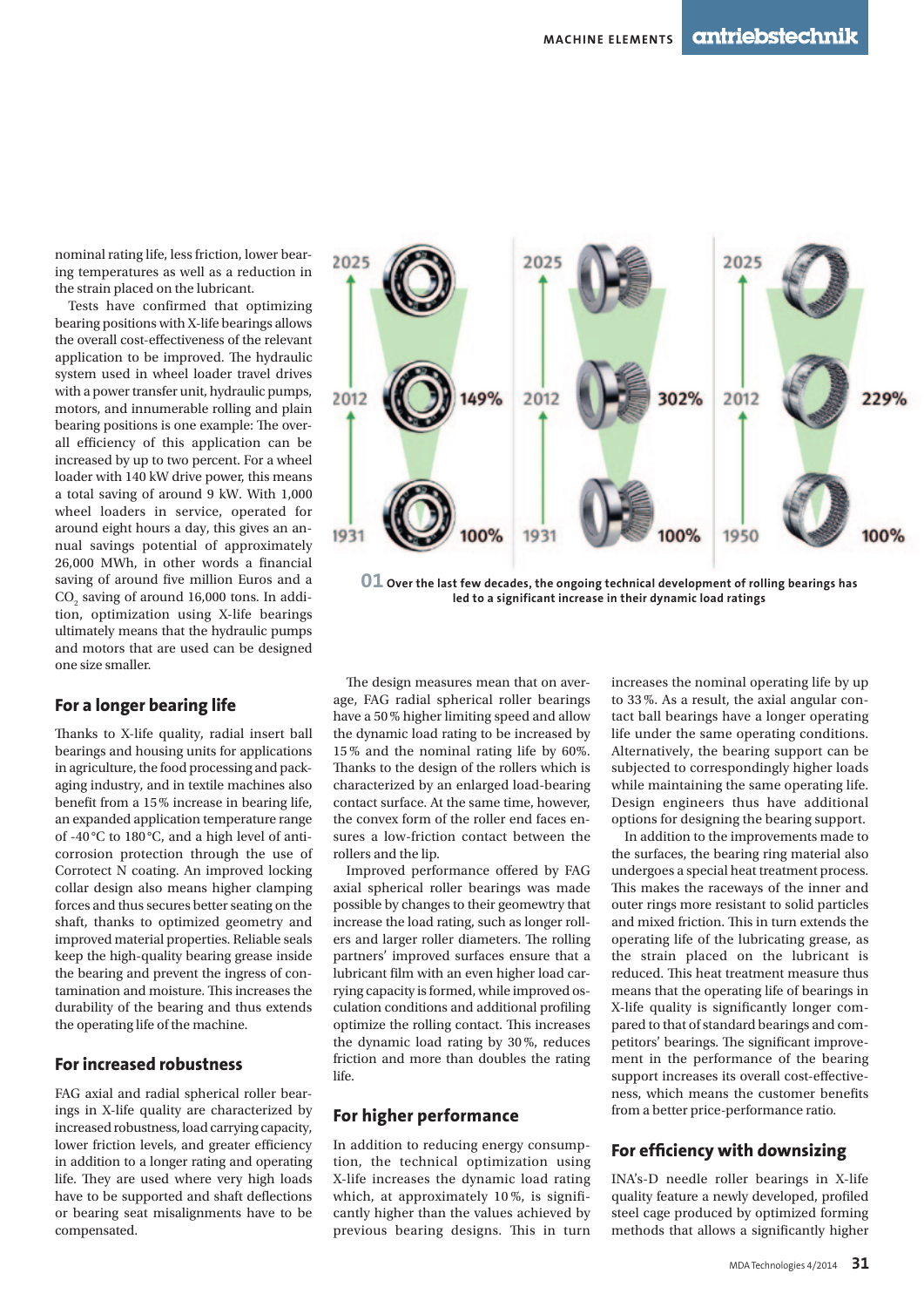nominal rating life, less friction, lower bearing temperatures as well as a reduction in the strain placed on the lubricant.

Tests have confirmed that optimizing bearing positions with X-life bearings allows the overall cost-effectiveness of the relevant application to be improved. The hydraulic system used in wheel loader travel drives with a power transfer unit, hydraulic pumps, motors, and innumerable rolling and plain bearing positions is one example: The overall efficiency of this application can be increased by up to two percent. For a wheel loader with 140 kW drive power, this means a total saving of around 9 kW. With 1,000 wheel loaders in service, operated for around eight hours a day, this gives an annual savings potential of approximately 26,000 MWh, in other words a financial saving of around five million Euros and a $CO_2$ saving of around 16,000 tons. In addition, optimization using X-life bearings ultimately means that the hydraulic pumps and motors that are used can be designed one size smaller.

## For a longer bearing life

Thanks to X-life quality, radial insert ball bearings and housing units for applications in agriculture, the food processing and packaging industry, and in textile machines also benefit from a 15 % increase in bearing life, an expanded application temperature range of -40 °C to 180 °C, and a high level of anti-corrosion protection through the use of Corrotect N coating. An improved locking collar design also means higher clamping forces and thus secures better seating on the shaft, thanks to optimized geometry and improved material properties. Reliable seals keep the high-quality bearing grease inside the bearing and prevent the ingress of contamination and moisture. This increases the durability of the bearing and thus extends the operating life of the machine.

## For increased robustness

FAG axial and radial spherical roller bearings in X-life quality are characterized by increased robustness, load carrying capacity, lower friction levels, and greater efficiency in addition to a longer rating and operating life. They are used where very high loads have to be supported and shaft deflections or bearing seat misalignments have to be compensated.

| 2025 | | 2025 | | 2025 | |
|---|---|---|---|---|---|
| 2012 | 149% | 2012 | 302% | 2012 | 229% |
| 1931 | 100% | 1931 | 100% | 1950 | 100% |

**01** Over the last few decades, the ongoing technical development of rolling bearings has led to a significant increase in their dynamic load ratings

The design measures mean that on average, FAG radial spherical roller bearings have a 50 % higher limiting speed and allow the dynamic load rating to be increased by 15 % and the nominal rating life by 60%. Thanks to the design of the rollers which is characterized by an enlarged load-bearing contact surface. At the same time, however, the convex form of the roller end faces ensures a low-friction contact between the rollers and the lip.

Improved performance offered by FAG axial spherical roller bearings was made possible by changes to their geomewtry that increase the load rating, such as longer rollers and larger roller diameters. The rolling partners' improved surfaces ensure that a lubricant film with an even higher load carrying capacity is formed, while improved osculation conditions and additional profiling optimize the rolling contact. This increases the dynamic load rating by 30 %, reduces friction and more than doubles the rating life.

## For higher performance

In addition to reducing energy consumption, the technical optimization using X-life increases the dynamic load rating which, at approximately 10 %, is significantly higher than the values achieved by previous bearing designs. This in turn increases the nominal operating life by up to 33 %. As a result, the axial angular contact ball bearings have a longer operating life under the same operating conditions. Alternatively, the bearing support can be subjected to correspondingly higher loads while maintaining the same operating life. Design engineers thus have additional options for designing the bearing support.

In addition to the improvements made to the surfaces, the bearing ring material also undergoes a special heat treatment process. This makes the raceways of the inner and outer rings more resistant to solid particles and mixed friction. This in turn extends the operating life of the lubricating grease, as the strain placed on the lubricant is reduced. This heat treatment measure thus means that the operating life of bearings in X-life quality is significantly longer compared to that of standard bearings and competitors' bearings. The significant improvement in the performance of the bearing support increases its overall cost-effectiveness, which means the customer benefits from a better price-performance ratio.

## For efficiency with downsizing

INA's-D needle roller bearings in X-life quality feature a newly developed, profiled steel cage produced by optimized forming methods that allows a significantly higher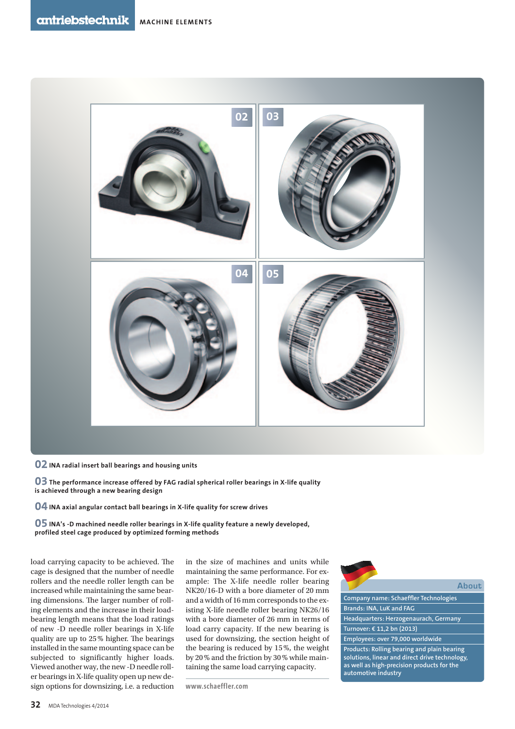**02** INA radial insert ball bearings and housing units

**03** The performance increase offered by FAG radial spherical roller bearings in X-life quality is achieved through a new bearing design

**04** INA axial angular contact ball bearings in X-life quality for screw drives

**05** INA's -D machined needle roller bearings in X-life quality feature a newly developed, profiled steel cage produced by optimized forming methods

load carrying capacity to be achieved. The cage is designed that the number of needle rollers and the needle roller length can be increased while maintaining the same bearing dimensions. The larger number of rolling elements and the increase in their load-bearing length means that the load ratings of new -D needle roller bearings in X-life quality are up to 25 % higher. The bearings installed in the same mounting space can be subjected to significantly higher loads. Viewed another way, the new -D needle roller bearings in X-life quality open up new design options for downsizing, i.e. a reduction in the size of machines and units while maintaining the same performance. For example: The X-life needle roller bearing NK20/16-D with a bore diameter of 20 mm and a width of 16 mm corresponds to the existing X-life needle roller bearing NK26/16 with a bore diameter of 26 mm in terms of load carry capacity. If the new bearing is used for downsizing, the section height of the bearing is reduced by 15 %, the weight by 20 % and the friction by 30 % while maintaining the same load carrying capacity.

www.schaeffler.com

**About**

- Company name: Schaeffler Technologies
- Brands: INA, LuK and FAG
- Headquarters: Herzogenaurach, Germany
- Turnover: € 11,2 bn (2013)
- Employees: over 79,000 worldwide
- Products: Rolling bearing and plain bearing solutions, linear and direct drive technology, as well as high-precision products for the automotive industry